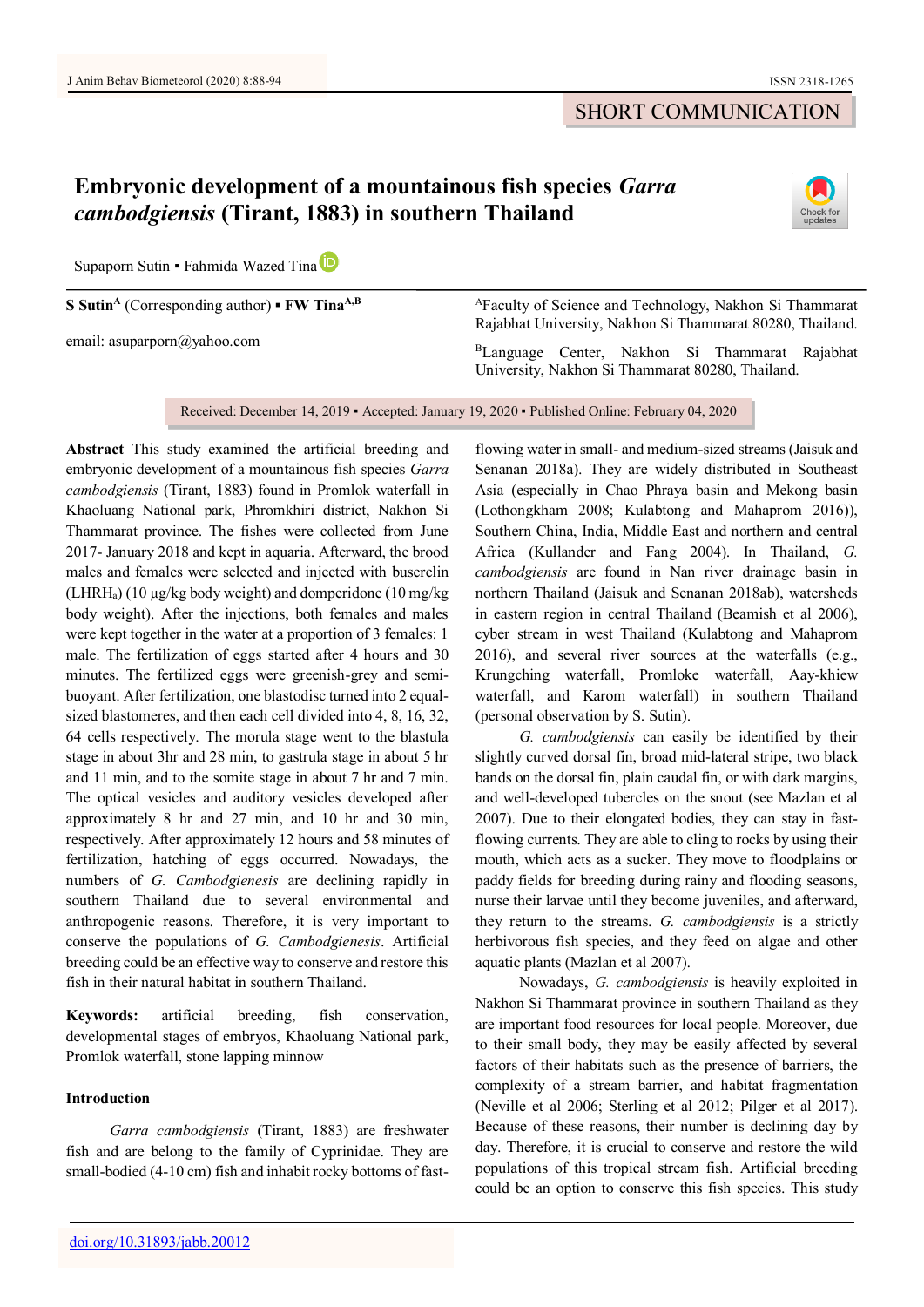SHORT COMMUNICATION

# Embryonic development of a mountainous fish species *Garra cambodgiensis* (Tirant, 1883) in southern Thailand

Supaporn Sutin ▪ Fahmida Wazed Tina

**S Sutin**[A] (Corresponding author) ▪ **FW Tina**[A,B]

email: asuparporn@yahoo.com

[A]Faculty of Science and Technology, Nakhon Si Thammarat Rajabhat University, Nakhon Si Thammarat 80280, Thailand.

[B]Language Center, Nakhon Si Thammarat Rajabhat University, Nakhon Si Thammarat 80280, Thailand.

Received: December 14, 2019 ▪ Accepted: January 19, 2020 ▪ Published Online: February 04, 2020

**Abstract** This study examined the artificial breeding and embryonic development of a mountainous fish species *Garra cambodgiensis* (Tirant, 1883) found in Promlok waterfall in Khaoluang National park, Phromkhiri district, Nakhon Si Thammarat province. The fishes were collected from June 2017- January 2018 and kept in aquaria. Afterward, the brood males and females were selected and injected with buserelin (LHRH$_a$) (10 μg/kg body weight) and domperidone (10 mg/kg body weight). After the injections, both females and males were kept together in the water at a proportion of 3 females: 1 male. The fertilization of eggs started after 4 hours and 30 minutes. The fertilized eggs were greenish-grey and semi-buoyant. After fertilization, one blastodisc turned into 2 equal-sized blastomeres, and then each cell divided into 4, 8, 16, 32, 64 cells respectively. The morula stage went to the blastula stage in about 3hr and 28 min, to gastrula stage in about 5 hr and 11 min, and to the somite stage in about 7 hr and 7 min. The optical vesicles and auditory vesicles developed after approximately 8 hr and 27 min, and 10 hr and 30 min, respectively. After approximately 12 hours and 58 minutes of fertilization, hatching of eggs occurred. Nowadays, the numbers of *G. Cambodgiensis* are declining rapidly in southern Thailand due to several environmental and anthropogenic reasons. Therefore, it is very important to conserve the populations of *G. Cambodgenesis*. Artificial breeding could be an effective way to conserve and restore this fish in their natural habitat in southern Thailand.

**Keywords:** artificial breeding, fish conservation, developmental stages of embryos, Khaoluang National park, Promlok waterfall, stone lapping minnow

## Introduction

*Garra cambodgiensis* (Tirant, 1883) are freshwater fish and are belong to the family of Cyprinidae. They are small-bodied (4-10 cm) fish and inhabit rocky bottoms of fast-flowing water in small- and medium-sized streams (Jaisuk and Senanan 2018a). They are widely distributed in Southeast Asia (especially in Chao Phraya basin and Mekong basin (Lothongkham 2008; Kulabtong and Mahaprom 2016)), Southern China, India, Middle East and northern and central Africa (Kullander and Fang 2004). In Thailand, *G. cambodgiensis* are found in Nan river drainage basin in northern Thailand (Jaisuk and Senanan 2018ab), watersheds in eastern region in central Thailand (Beamish et al 2006), cyber stream in west Thailand (Kulabtong and Mahaprom 2016), and several river sources at the waterfalls (e.g., Krungching waterfall, Promloke waterfall, Aay-khiew waterfall, and Karom waterfall) in southern Thailand (personal observation by S. Sutin).

*G. cambodgiensis* can easily be identified by their slightly curved dorsal fin, broad mid-lateral stripe, two black bands on the dorsal fin, plain caudal fin, or with dark margins, and well-developed tubercles on the snout (see Mazlan et al 2007). Due to their elongated bodies, they can stay in fast-flowing currents. They are able to cling to rocks by using their mouth, which acts as a sucker. They move to floodplains or paddy fields for breeding during rainy and flooding seasons, nurse their larvae until they become juveniles, and afterward, they return to the streams. *G. cambodgiensis* is a strictly herbivorous fish species, and they feed on algae and other aquatic plants (Mazlan et al 2007).

Nowadays, *G. cambodgiensis* is heavily exploited in Nakhon Si Thammarat province in southern Thailand as they are important food resources for local people. Moreover, due to their small body, they may be easily affected by several factors of their habitats such as the presence of barriers, the complexity of a stream barrier, and habitat fragmentation (Neville et al 2006; Sterling et al 2012; Pilger et al 2017). Because of these reasons, their number is declining day by day. Therefore, it is crucial to conserve and restore the wild populations of this tropical stream fish. Artificial breeding could be an option to conserve this fish species. This study

doi.org/10.31893/jabb.20012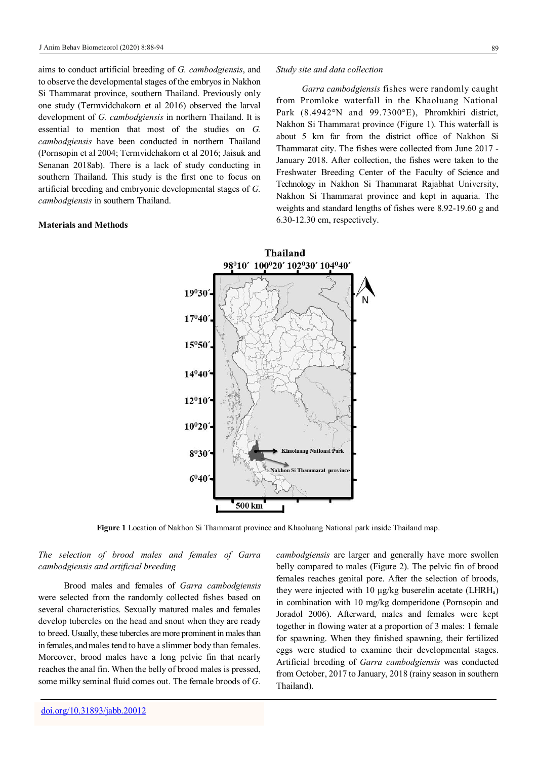aims to conduct artificial breeding of *G. cambodgiensis*, and to observe the developmental stages of the embryos in Nakhon Si Thammarat province, southern Thailand. Previously only one study (Termvidchakorn et al 2016) observed the larval development of *G. cambodgiensis* in northern Thailand. It is essential to mention that most of the studies on *G. cambodgiensis* have been conducted in northern Thailand (Pornsopin et al 2004; Termvidchakorn et al 2016; Jaisuk and Senanan 2018ab). There is a lack of study conducting in southern Thailand. This study is the first one to focus on artificial breeding and embryonic developmental stages of *G. cambodgiensis* in southern Thailand.

## Materials and Methods

### *Study site and data collection*

*Garra cambodgiensis* fishes were randomly caught from Promloke waterfall in the Khaoluang National Park (8.4942°N and 99.7300°E), Phromkhiri district, Nakhon Si Thammarat province (Figure 1). This waterfall is about 5 km far from the district office of Nakhon Si Thammarat city. The fishes were collected from June 2017 - January 2018. After collection, the fishes were taken to the Freshwater Breeding Center of the Faculty of Science and Technology in Nakhon Si Thammarat Rajabhat University, Nakhon Si Thammarat province and kept in aquaria. The weights and standard lengths of fishes were 8.92-19.60 g and 6.30-12.30 cm, respectively.

**Figure 1** Location of Nakhon Si Thammarat province and Khaoluang National park inside Thailand map.

### *The selection of brood males and females of Garra cambodgiensis and artificial breeding*

Brood males and females of *Garra cambodgiensis* were selected from the randomly collected fishes based on several characteristics. Sexually matured males and females develop tubercles on the head and snout when they are ready to breed. Usually, these tubercles are more prominent in males than in females, and males tend to have a slimmer body than females. Moreover, brood males have a long pelvic fin that nearly reaches the anal fin. When the belly of brood males is pressed, some milky seminal fluid comes out. The female broods of *G. cambodgiensis* are larger and generally have more swollen belly compared to males (Figure 2). The pelvic fin of brood females reaches genital pore. After the selection of broods, they were injected with 10 µg/kg buserelin acetate ($LHRH_a$) in combination with 10 mg/kg domperidone (Pornsopin and Joradol 2006). Afterward, males and females were kept together in flowing water at a proportion of 3 males: 1 female for spawning. When they finished spawning, their fertilized eggs were studied to examine their developmental stages. Artificial breeding of *Garra cambodgiensis* was conducted from October, 2017 to January, 2018 (rainy season in southern Thailand).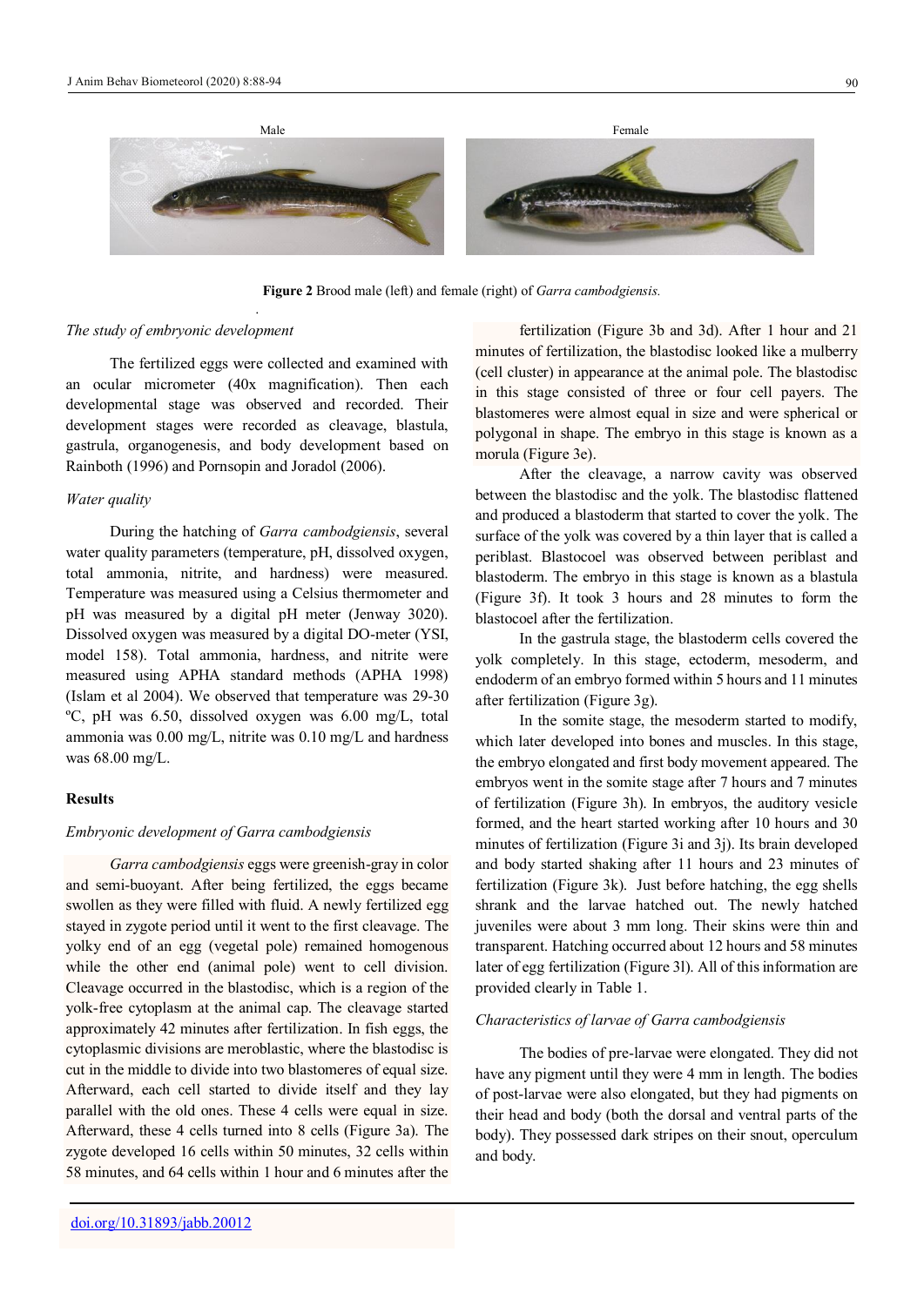Male

Female

**Figure 2** Brood male (left) and female (right) of *Garra cambodgiensis*.

*The study of embryonic development*

The fertilized eggs were collected and examined with an ocular micrometer (40x magnification). Then each developmental stage was observed and recorded. Their development stages were recorded as cleavage, blastula, gastrula, organogenesis, and body development based on Rainboth (1996) and Pornsopin and Joradol (2006).

*Water quality*

During the hatching of *Garra cambodgiensis*, several water quality parameters (temperature, pH, dissolved oxygen, total ammonia, nitrite, and hardness) were measured. Temperature was measured using a Celsius thermometer and pH was measured by a digital pH meter (Jenway 3020). Dissolved oxygen was measured by a digital DO-meter (YSI, model 158). Total ammonia, hardness, and nitrite were measured using APHA standard methods (APHA 1998) (Islam et al 2004). We observed that temperature was 29-30 ºC, pH was 6.50, dissolved oxygen was 6.00 mg/L, total ammonia was 0.00 mg/L, nitrite was 0.10 mg/L and hardness was 68.00 mg/L.

## Results

*Embryonic development of Garra cambodgiensis*

*Garra cambodgiensis* eggs were greenish-gray in color and semi-buoyant. After being fertilized, the eggs became swollen as they were filled with fluid. A newly fertilized egg stayed in zygote period until it went to the first cleavage. The yolky end of an egg (vegetal pole) remained homogenous while the other end (animal pole) went to cell division. Cleavage occurred in the blastodisc, which is a region of the yolk-free cytoplasm at the animal cap. The cleavage started approximately 42 minutes after fertilization. In fish eggs, the cytoplasmic divisions are meroblastic, where the blastodisc is cut in the middle to divide into two blastomeres of equal size. Afterward, each cell started to divide itself and they lay parallel with the old ones. These 4 cells were equal in size. Afterward, these 4 cells turned into 8 cells (Figure 3a). The zygote developed 16 cells within 50 minutes, 32 cells within 58 minutes, and 64 cells within 1 hour and 6 minutes after the fertilization (Figure 3b and 3d). After 1 hour and 21 minutes of fertilization, the blastodisc looked like a mulberry (cell cluster) in appearance at the animal pole. The blastodisc in this stage consisted of three or four cell payers. The blastomeres were almost equal in size and were spherical or polygonal in shape. The embryo in this stage is known as a morula (Figure 3e).

After the cleavage, a narrow cavity was observed between the blastodisc and the yolk. The blastodisc flattened and produced a blastoderm that started to cover the yolk. The surface of the yolk was covered by a thin layer that is called a periblast. Blastocoel was observed between periblast and blastoderm. The embryo in this stage is known as a blastula (Figure 3f). It took 3 hours and 28 minutes to form the blastocoel after the fertilization.

In the gastrula stage, the blastoderm cells covered the yolk completely. In this stage, ectoderm, mesoderm, and endoderm of an embryo formed within 5 hours and 11 minutes after fertilization (Figure 3g).

In the somite stage, the mesoderm started to modify, which later developed into bones and muscles. In this stage, the embryo elongated and first body movement appeared. The embryos went in the somite stage after 7 hours and 7 minutes of fertilization (Figure 3h). In embryos, the auditory vesicle formed, and the heart started working after 10 hours and 30 minutes of fertilization (Figure 3i and 3j). Its brain developed and body started shaking after 11 hours and 23 minutes of fertilization (Figure 3k). Just before hatching, the egg shells shrank and the larvae hatched out. The newly hatched juveniles were about 3 mm long. Their skins were thin and transparent. Hatching occurred about 12 hours and 58 minutes later of egg fertilization (Figure 3l). All of this information are provided clearly in Table 1.

*Characteristics of larvae of Garra cambodgiensis*

The bodies of pre-larvae were elongated. They did not have any pigment until they were 4 mm in length. The bodies of post-larvae were also elongated, but they had pigments on their head and body (both the dorsal and ventral parts of the body). They possessed dark stripes on their snout, operculum and body.

doi.org/10.31893/jabb.20012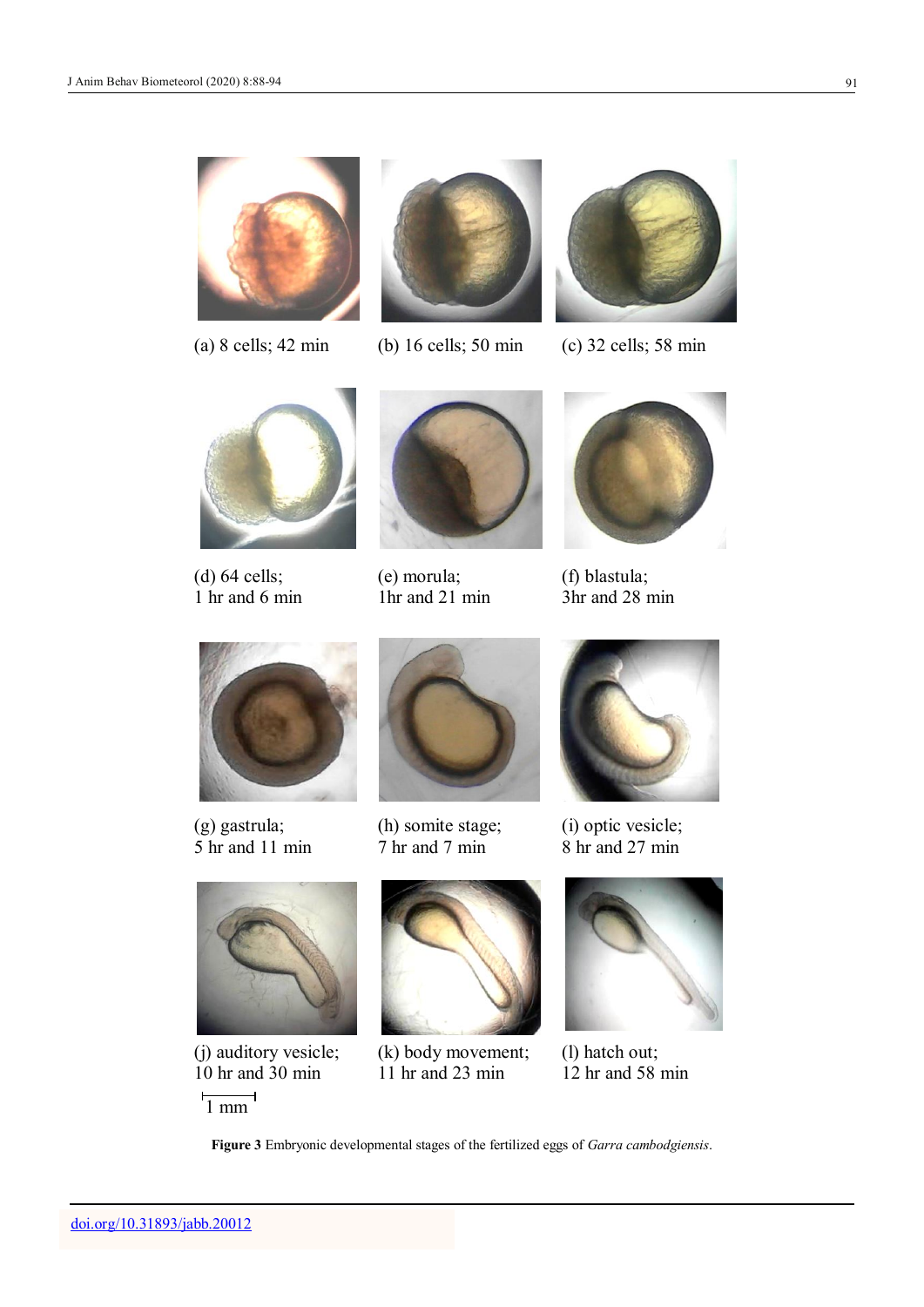(a) 8 cells; 42 min

(b) 16 cells; 50 min

(c) 32 cells; 58 min

(d) 64 cells; 1 hr and 6 min

(e) morula; 1hr and 21 min

(f) blastula; 3hr and 28 min

(g) gastrula; 5 hr and 11 min

(h) somite stage; 7 hr and 7 min

(i) optic vesicle; 8 hr and 27 min

(j) auditory vesicle; 10 hr and 30 min

(k) body movement; 11 hr and 23 min

(l) hatch out; 12 hr and 58 min

1 mm

**Figure 3** Embryonic developmental stages of the fertilized eggs of *Garra cambodgiensis*.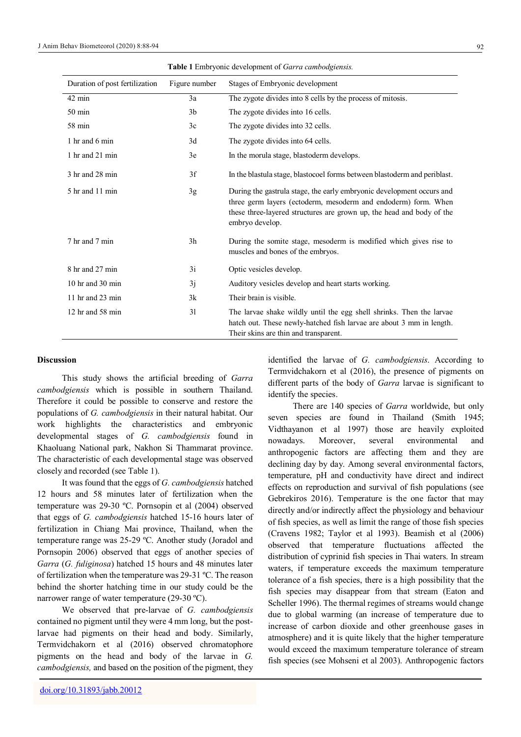**Table 1** Embryonic development of *Garra cambodgiensis.*

| Duration of post fertilization | Figure number | Stages of Embryonic development |
|---|---|---|
| 42 min | 3a | The zygote divides into 8 cells by the process of mitosis. |
| 50 min | 3b | The zygote divides into 16 cells. |
| 58 min | 3c | The zygote divides into 32 cells. |
| 1 hr and 6 min | 3d | The zygote divides into 64 cells. |
| 1 hr and 21 min | 3e | In the morula stage, blastoderm develops. |
| 3 hr and 28 min | 3f | In the blastula stage, blastocoel forms between blastoderm and periblast. |
| 5 hr and 11 min | 3g | During the gastrula stage, the early embryonic development occurs and three germ layers (ectoderm, mesoderm and endoderm) form. When these three-layered structures are grown up, the head and body of the embryo develop. |
| 7 hr and 7 min | 3h | During the somite stage, mesoderm is modified which gives rise to muscles and bones of the embryos. |
| 8 hr and 27 min | 3i | Optic vesicles develop. |
| 10 hr and 30 min | 3j | Auditory vesicles develop and heart starts working. |
| 11 hr and 23 min | 3k | Their brain is visible. |
| 12 hr and 58 min | 3l | The larvae shake wildly until the egg shell shrinks. Then the larvae hatch out. These newly-hatched fish larvae are about 3 mm in length. Their skins are thin and transparent. |

## Discussion

This study shows the artificial breeding of *Garra cambodgiensis* which is possible in southern Thailand. Therefore it could be possible to conserve and restore the populations of *G. cambodgiensis* in their natural habitat. Our work highlights the characteristics and embryonic developmental stages of *G. cambodgiensis* found in Khaoluang National park, Nakhon Si Thammarat province. The characteristic of each developmental stage was observed closely and recorded (see Table 1).

It was found that the eggs of *G. cambodgiensis* hatched 12 hours and 58 minutes later of fertilization when the temperature was 29-30 ºC. Pornsopin et al (2004) observed that eggs of *G. cambodgiensis* hatched 15-16 hours later of fertilization in Chiang Mai province, Thailand, when the temperature range was 25-29 ºC. Another study (Joradol and Pornsopin 2006) observed that eggs of another species of *Garra* (*G. fuliginosa*) hatched 15 hours and 48 minutes later of fertilization when the temperature was 29-31 ºC. The reason behind the shorter hatching time in our study could be the narrower range of water temperature (29-30 ºC).

We observed that pre-larvae of *G. cambodgiensis* contained no pigment until they were 4 mm long, but the post-larvae had pigments on their head and body. Similarly, Termvidchakorn et al (2016) observed chromatophore pigments on the head and body of the larvae in *G. cambodgiensis,* and based on the position of the pigment, they identified the larvae of *G. cambodgiensis*. According to Termvidchakorn et al (2016), the presence of pigments on different parts of the body of *Garra* larvae is significant to identify the species.

There are 140 species of *Garra* worldwide, but only seven species are found in Thailand (Smith 1945; Vidthayanon et al 1997) those are heavily exploited nowadays. Moreover, several environmental and anthropogenic factors are affecting them and they are declining day by day. Among several environmental factors, temperature, pH and conductivity have direct and indirect effects on reproduction and survival of fish populations (see Gebrekiros 2016). Temperature is the one factor that may directly and/or indirectly affect the physiology and behaviour of fish species, as well as limit the range of those fish species (Cravens 1982; Taylor et al 1993). Beamish et al (2006) observed that temperature fluctuations affected the distribution of cyprinid fish species in Thai waters. In stream waters, if temperature exceeds the maximum temperature tolerance of a fish species, there is a high possibility that the fish species may disappear from that stream (Eaton and Scheller 1996). The thermal regimes of streams would change due to global warming (an increase of temperature due to increase of carbon dioxide and other greenhouse gases in atmosphere) and it is quite likely that the higher temperature would exceed the maximum temperature tolerance of stream fish species (see Mohseni et al 2003). Anthropogenic factors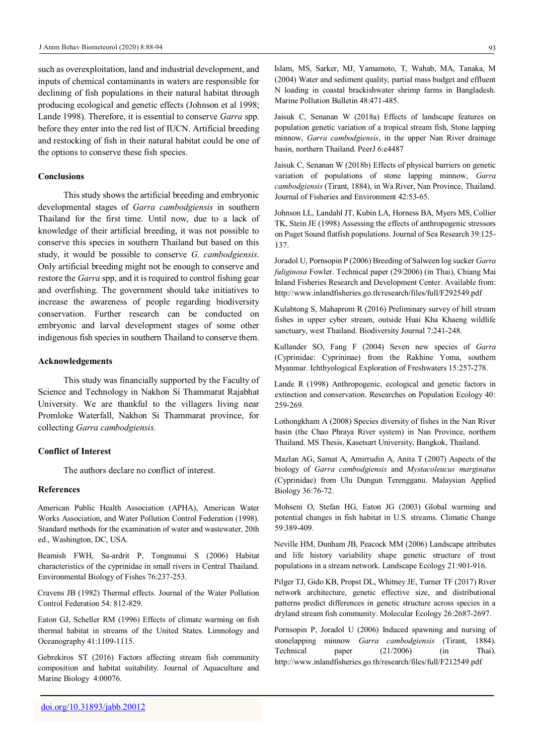such as overexploitation, land and industrial development, and inputs of chemical contaminants in waters are responsible for declining of fish populations in their natural habitat through producing ecological and genetic effects (Johnson et al 1998; Lande 1998). Therefore, it is essential to conserve *Garra* spp. before they enter into the red list of IUCN. Artificial breeding and restocking of fish in their natural habitat could be one of the options to conserve these fish species.

## Conclusions

This study shows the artificial breeding and embryonic developmental stages of *Garra cambodgiensis* in southern Thailand for the first time. Until now, due to a lack of knowledge of their artificial breeding, it was not possible to conserve this species in southern Thailand but based on this study, it would be possible to conserve *G. cambodgiensis*. Only artificial breeding might not be enough to conserve and restore the *Garra* spp, and it is required to control fishing gear and overfishing. The government should take initiatives to increase the awareness of people regarding biodiversity conservation. Further research can be conducted on embryonic and larval development stages of some other indigenous fish species in southern Thailand to conserve them.

## Acknowledgements

This study was financially supported by the Faculty of Science and Technology in Nakhon Si Thammarat Rajabhat University. We are thankful to the villagers living near Promloke Waterfall, Nakhon Si Thammarat province, for collecting *Garra cambodgiensis*.

## Conflict of Interest

The authors declare no conflict of interest.

## References

American Public Health Association (APHA), American Water Works Association, and Water Pollution Control Federation (1998). Standard methods for the examination of water and wastewater, 20th ed., Washington, DC, USA.

Beamish FWH, Sa-ardrit P, Tongnunui S (2006) Habitat characteristics of the cyprinidae in small rivers in Central Thailand. Environmental Biology of Fishes 76:237-253.

Cravens JB (1982) Thermal effects. Journal of the Water Pollution Control Federation 54: 812-829.

Eaton GJ, Scheller RM (1996) Effects of climate warming on fish thermal habitat in streams of the United States. Limnology and Oceanography 41:1109-1115.

Gebrekiros ST (2016) Factors affecting stream fish community composition and habitat suitability. Journal of Aquaculture and Marine Biology 4:00076.

Islam, MS, Sarker, MJ, Yamamoto, T, Wahab, MA, Tanaka, M (2004) Water and sediment quality, partial mass budget and effluent N loading in coastal brackishwater shrimp farms in Bangladesh. Marine Pollution Bulletin 48:471-485.

Jaisuk C, Senanan W (2018a) Effects of landscape features on population genetic variation of a tropical stream fish, Stone lapping minnow, *Garra cambodgiensis*, in the upper Nan River drainage basin, northern Thailand. PeerJ 6:e4487

Jaisuk C, Senanan W (2018b) Effects of physical barriers on genetic variation of populations of stone lapping minnow, *Garra cambodgiensis* (Tirant, 1884), in Wa River, Nan Province, Thailand. Journal of Fisheries and Environment 42:53-65.

Johnson LL, Landahl JT, Kubin LA, Horness BA, Myers MS, Collier TK, Stein JE (1998) Assessing the effects of anthropogenic stressors on Puget Sound flatfish populations. Journal of Sea Research 39:125-137.

Joradol U, Pornsopin P (2006) Breeding of Salween log sucker *Garra fuliginosa* Fowler. Technical paper (29/2006) (in Thai), Chiang Mai Inland Fisheries Research and Development Center. Available from: http://www.inlandfisheries.go.th/research/files/full/F292549.pdf

Kulabtong S, Mahaprom R (2016) Preliminary survey of hill stream fishes in upper cyber stream, outside Huai Kha Khaeng wildlife sanctuary, west Thailand. Biodiversity Journal 7:241-248.

Kullander SO, Fang F (2004) Seven new species of *Garra* (Cyprinidae: Cyprininae) from the Rakhine Yoma, southern Myanmar. Ichthyological Exploration of Freshwaters 15:257-278.

Lande R (1998) Anthropogenic, ecological and genetic factors in extinction and conservation. Researches on Population Ecology 40: 259-269.

Lothongkham A (2008) Species diversity of fishes in the Nan River basin (the Chao Phraya River system) in Nan Province, northern Thailand. MS Thesis, Kasetsart University, Bangkok, Thailand.

Mazlan AG, Samat A, Amirrudin A, Anita T (2007) Aspects of the biology of *Garra cambodgiensis* and *Mystacoleucus marginatus* (Cyprinidae) from Ulu Dungun Terengganu. Malaysian Applied Biology 36:76-72.

Mohseni O, Stefan HG, Eaton JG (2003) Global warming and potential changes in fish habitat in U.S. streams. Climatic Change 59:389-409.

Neville HM, Dunham JB, Peacock MM (2006) Landscape attributes and life history variability shape genetic structure of trout populations in a stream network. Landscape Ecology 21:901-916.

Pilger TJ, Gido KB, Propst DL, Whitney JE, Turner TF (2017) River network architecture, genetic effective size, and distributional patterns predict differences in genetic structure across species in a dryland stream fish community. Molecular Ecology 26:2687-2697.

Pornsopin P, Joradol U (2006) Induced spawning and nursing of stonelapping minnow *Garra cambodgiensis* (Tirant, 1884). Technical paper (21/2006) (in Thai). http://www.inlandfisheries.go.th/research/files/full/F212549.pdf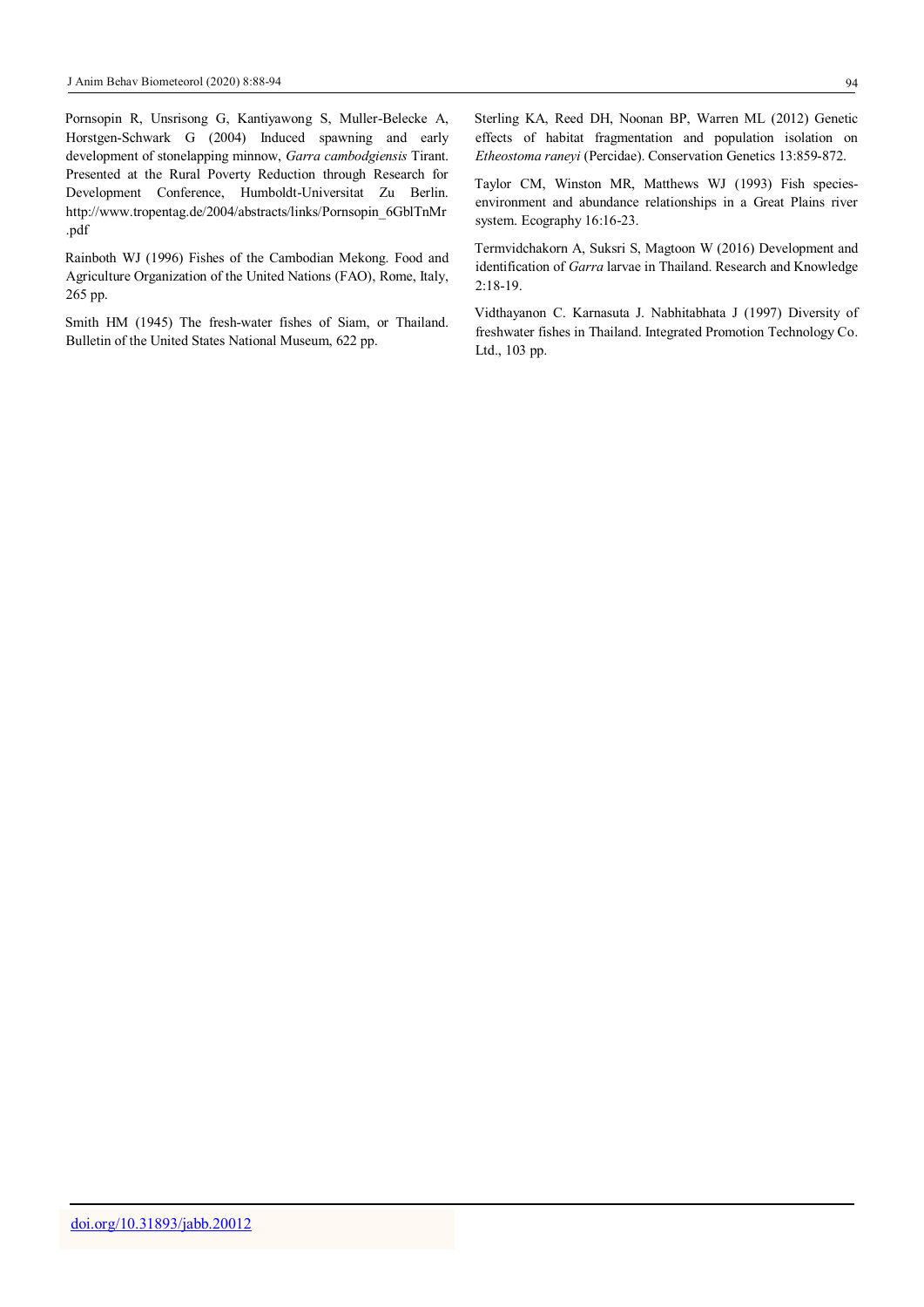Pornsopin R, Unsrisong G, Kantiyawong S, Muller-Belecke A, Horstgen-Schwark G (2004) Induced spawning and early development of stonelapping minnow, *Garra cambodgiensis* Tirant. Presented at the Rural Poverty Reduction through Research for Development Conference, Humboldt-Universitat Zu Berlin. http://www.tropentag.de/2004/abstracts/links/Pornsopin_6GblTnMr.pdf

Rainboth WJ (1996) Fishes of the Cambodian Mekong. Food and Agriculture Organization of the United Nations (FAO), Rome, Italy, 265 pp.

Smith HM (1945) The fresh-water fishes of Siam, or Thailand. Bulletin of the United States National Museum, 622 pp.

Sterling KA, Reed DH, Noonan BP, Warren ML (2012) Genetic effects of habitat fragmentation and population isolation on *Etheostoma raneyi* (Percidae). Conservation Genetics 13:859-872.

Taylor CM, Winston MR, Matthews WJ (1993) Fish species-environment and abundance relationships in a Great Plains river system. Ecography 16:16-23.

Termvidchakorn A, Suksri S, Magtoon W (2016) Development and identification of *Garra* larvae in Thailand. Research and Knowledge 2:18-19.

Vidthayanon C. Karnasuta J. Nabhitabhata J (1997) Diversity of freshwater fishes in Thailand. Integrated Promotion Technology Co. Ltd., 103 pp.